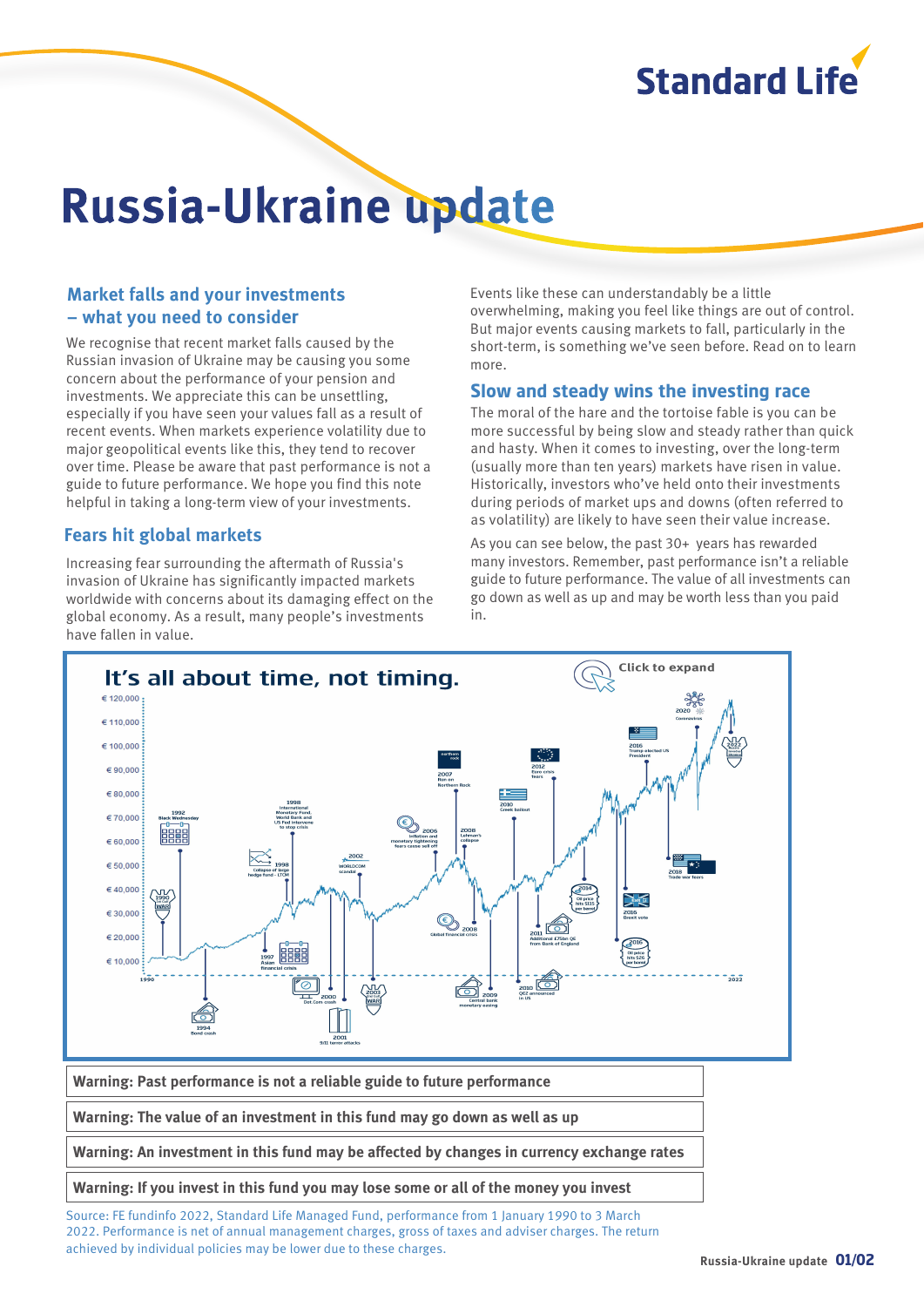# Russia-Ukraine update

## Market falls and your investments – what you need to consider

We recognise that recent market falls caused by the Russian invasion of Ukraine may be causing you some concern about the performance of your pension and investments. We appreciate this can be unsettling, especially if you have seen your values fall as a result of recent events. When markets experience volatility due to major geopolitical events like this, they tend to recover over time. Please be aware that past performance is not a guide to future performance. We hope you find this note helpful in taking a long-term view of your investments.

## Fears hit global markets

Increasing fear surrounding the aftermath of Russia's invasion of Ukraine has significantly impacted markets worldwide with concerns about its damaging effect on the global economy. As a result, many people's investments have fallen in value.

Events like these can understandably be a little overwhelming, making you feel like things are out of control. But major events causing markets to fall, particularly in the short-term, is something we've seen before. Read on to learn more.

## Slow and steady wins the investing race

The moral of the hare and the tortoise fable is you can be more successful by being slow and steady rather than quick and hasty. When it comes to investing, over the long-term (usually more than ten years) markets have risen in value. Historically, investors who've held onto their investments during periods of market ups and downs (often referred to as volatility) are likely to have seen their value increase.

As you can see below, the past 30+ years has rewarded many investors. Remember, past performance isn't a reliable guide to future performance. The value of all investments can go down as well as up and may be worth less than you paid in.

**It's all about time, not timing.**

Click to expand

**Warning: Past performance is not a reliable guide to future performance**

**Warning: The value of an investment in this fund may go down as well as up**

**Warning: An investment in this fund may be affected by changes in currency exchange rates**

**Warning: If you invest in this fund you may lose some or all of the money you invest**

Source: FE fundinfo 2022, Standard Life Managed Fund, performance from 1 January 1990 to 3 March 2022. Performance is net of annual management charges, gross of taxes and adviser charges. The return achieved by individual policies may be lower due to these charges.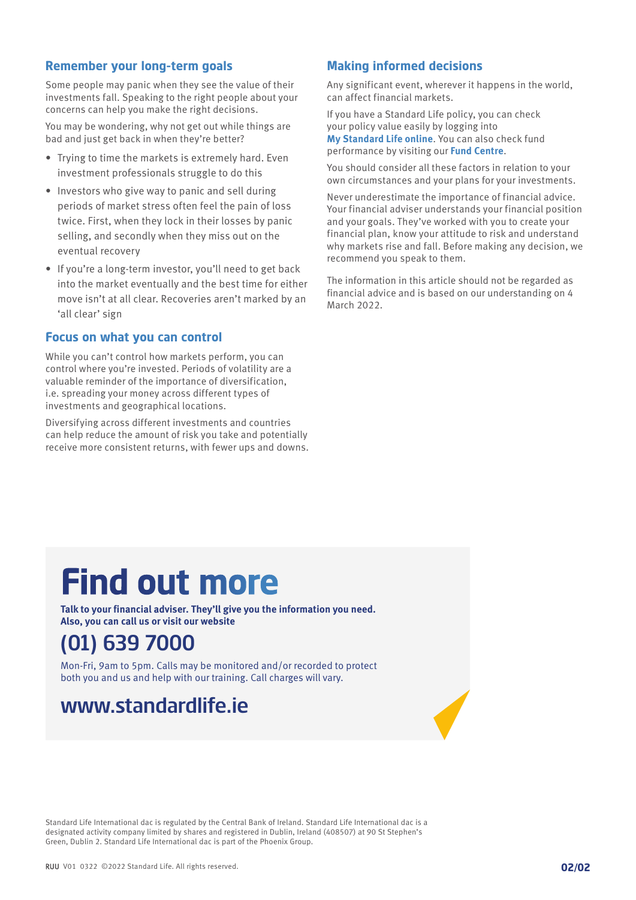## Remember your long-term goals

Some people may panic when they see the value of their investments fall. Speaking to the right people about your concerns can help you make the right decisions.

You may be wondering, why not get out while things are bad and just get back in when they're better?

- Trying to time the markets is extremely hard. Even investment professionals struggle to do this
- Investors who give way to panic and sell during periods of market stress often feel the pain of loss twice. First, when they lock in their losses by panic selling, and secondly when they miss out on the eventual recovery
- If you're a long-term investor, you'll need to get back into the market eventually and the best time for either move isn't at all clear. Recoveries aren't marked by an 'all clear' sign

## Focus on what you can control

While you can't control how markets perform, you can control where you're invested. Periods of volatility are a valuable reminder of the importance of diversification, i.e. spreading your money across different types of investments and geographical locations.

Diversifying across different investments and countries can help reduce the amount of risk you take and potentially receive more consistent returns, with fewer ups and downs.

## Making informed decisions

Any significant event, wherever it happens in the world, can affect financial markets.

If you have a Standard Life policy, you can check your policy value easily by logging into **My Standard Life online**. You can also check fund performance by visiting our **Fund Centre**.

You should consider all these factors in relation to your own circumstances and your plans for your investments.

Never underestimate the importance of financial advice. Your financial adviser understands your financial position and your goals. They've worked with you to create your financial plan, know your attitude to risk and understand why markets rise and fall. Before making any decision, we recommend you speak to them.

The information in this article should not be regarded as financial advice and is based on our understanding on 4 March 2022.

# Find out more

**Talk to your financial adviser. They'll give you the information you need. Also, you can call us or visit our website**

## (01) 639 7000

Mon-Fri, 9am to 5pm. Calls may be monitored and/or recorded to protect both you and us and help with our training. Call charges will vary.

## www.standardlife.ie

Standard Life International dac is regulated by the Central Bank of Ireland. Standard Life International dac is a designated activity company limited by shares and registered in Dublin, Ireland (408507) at 90 St Stephen's Green, Dublin 2. Standard Life International dac is part of the Phoenix Group.

RUU V01 0322 ©2022 Standard Life. All rights reserved.